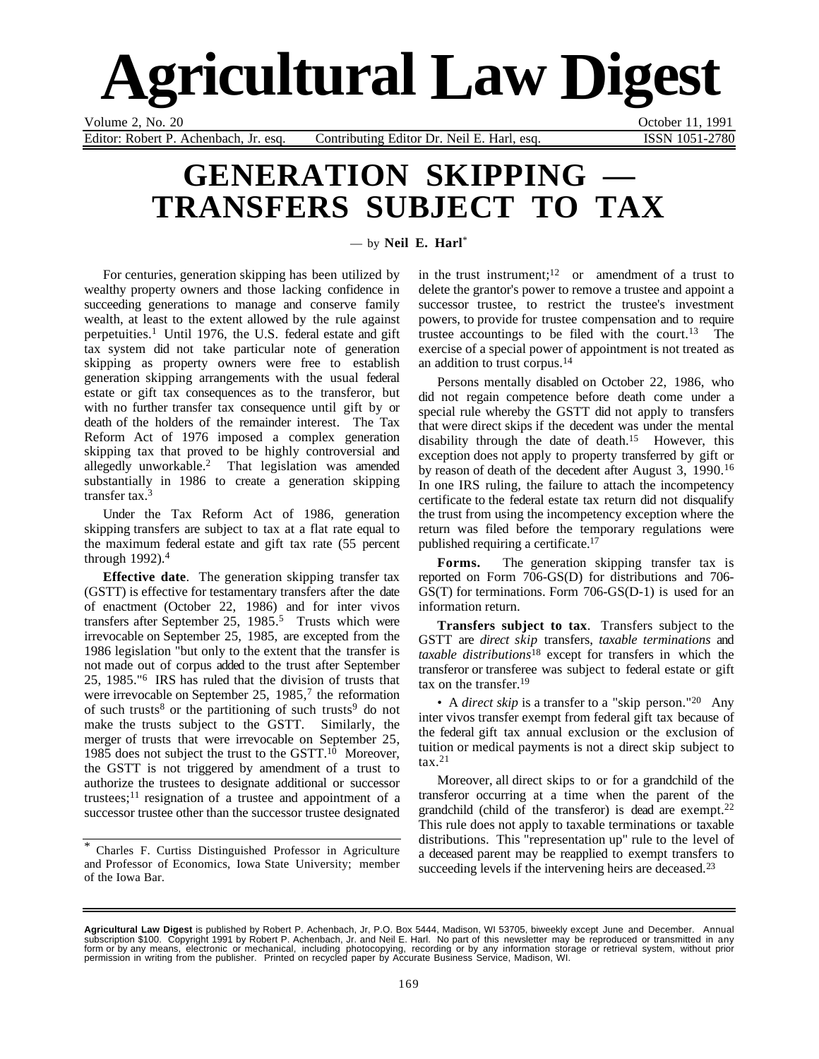# Agricultural Law Digest

Editor: Robert P. Achenbach, Jr. esq. Contributing Editor Dr. Neil E. Harl, esq. ISSN 1051-2780

## GENERATION SKIPPING — TRANSFERS SUBJECT TO TAX

— by **Neil E. Harl**[*]

For centuries, generation skipping has been utilized by wealthy property owners and those lacking confidence in succeeding generations to manage and conserve family wealth, at least to the extent allowed by the rule against perpetuities.[1] Until 1976, the U.S. federal estate and gift tax system did not take particular note of generation skipping as property owners were free to establish generation skipping arrangements with the usual federal estate or gift tax consequences as to the transferor, but with no further transfer tax consequence until gift by or death of the holders of the remainder interest. The Tax Reform Act of 1976 imposed a complex generation skipping tax that proved to be highly controversial and allegedly unworkable.[2] That legislation was amended substantially in 1986 to create a generation skipping transfer tax.[3]

Under the Tax Reform Act of 1986, generation skipping transfers are subject to tax at a flat rate equal to the maximum federal estate and gift tax rate (55 percent through 1992).[4]

**Effective date**. The generation skipping transfer tax (GSTT) is effective for testamentary transfers after the date of enactment (October 22, 1986) and for inter vivos transfers after September 25, 1985.[5] Trusts which were irrevocable on September 25, 1985, are excepted from the 1986 legislation "but only to the extent that the transfer is not made out of corpus added to the trust after September 25, 1985."[6] IRS has ruled that the division of trusts that were irrevocable on September 25, 1985,[7] the reformation of such trusts[8] or the partitioning of such trusts[9] do not make the trusts subject to the GSTT. Similarly, the merger of trusts that were irrevocable on September 25, 1985 does not subject the trust to the GSTT.[10] Moreover, the GSTT is not triggered by amendment of a trust to authorize the trustees to designate additional or successor trustees;[11] resignation of a trustee and appointment of a successor trustee other than the successor trustee designated in the trust instrument;[12] or amendment of a trust to delete the grantor's power to remove a trustee and appoint a successor trustee, to restrict the trustee's investment powers, to provide for trustee compensation and to require trustee accountings to be filed with the court.[13] The exercise of a special power of appointment is not treated as an addition to trust corpus.[14]

Persons mentally disabled on October 22, 1986, who did not regain competence before death come under a special rule whereby the GSTT did not apply to transfers that were direct skips if the decedent was under the mental disability through the date of death.[15] However, this exception does not apply to property transferred by gift or by reason of death of the decedent after August 3, 1990.[16] In one IRS ruling, the failure to attach the incompetency certificate to the federal estate tax return did not disqualify the trust from using the incompetency exception where the return was filed before the temporary regulations were published requiring a certificate.[17]

**Forms.** The generation skipping transfer tax is reported on Form 706-GS(D) for distributions and 706-GS(T) for terminations. Form 706-GS(D-1) is used for an information return.

**Transfers subject to tax**. Transfers subject to the GSTT are *direct skip* transfers, *taxable terminations* and *taxable distributions*[18] except for transfers in which the transferor or transferee was subject to federal estate or gift tax on the transfer.[19]

• A *direct skip* is a transfer to a "skip person."[20] Any inter vivos transfer exempt from federal gift tax because of the federal gift tax annual exclusion or the exclusion of tuition or medical payments is not a direct skip subject to tax.[21]

Moreover, all direct skips to or for a grandchild of the transferor occurring at a time when the parent of the grandchild (child of the transferor) is dead are exempt.[22] This rule does not apply to taxable terminations or taxable distributions. This "representation up" rule to the level of a deceased parent may be reapplied to exempt transfers to succeeding levels if the intervening heirs are deceased.[23]

---

[*] Charles F. Curtiss Distinguished Professor in Agriculture and Professor of Economics, Iowa State University; member of the Iowa Bar.

---

**Agricultural Law Digest** is published by Robert P. Achenbach, Jr, P.O. Box 5444, Madison, WI 53705, biweekly except June and December. Annual subscription $100. Copyright 1991 by Robert P. Achenbach, Jr. and Neil E. Harl. No part of this newsletter may be reproduced or transmitted in any form or by any means, electronic or mechanical, including photocopying, recording or by any information storage or retrieval system, without prior permission in writing from the publisher. Printed on recycled paper by Accurate Business Service, Madison, WI.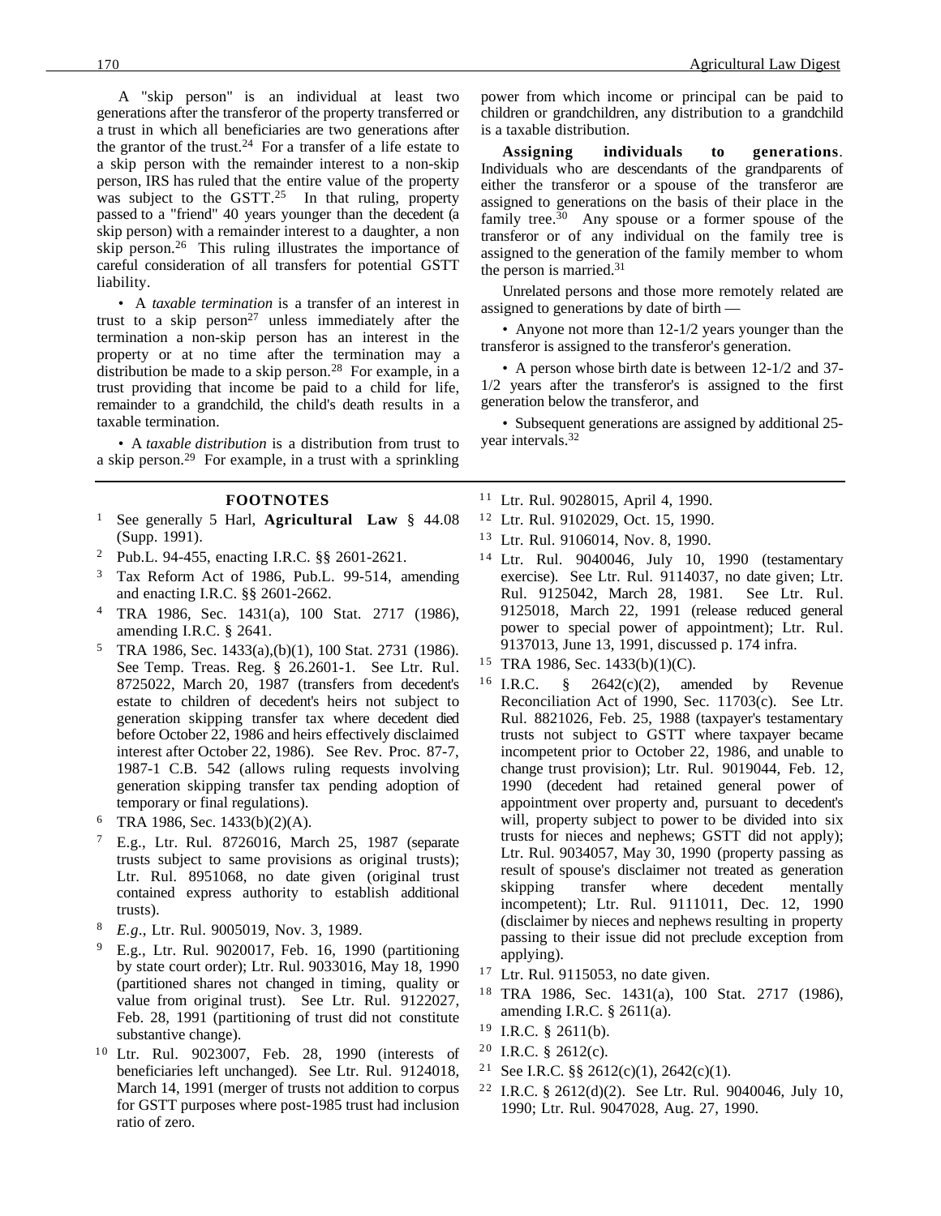A "skip person" is an individual at least two generations after the transferor of the property transferred or a trust in which all beneficiaries are two generations after the grantor of the trust.[24] For a transfer of a life estate to a skip person with the remainder interest to a non-skip person, IRS has ruled that the entire value of the property was subject to the GSTT.[25] In that ruling, property passed to a "friend" 40 years younger than the decedent (a skip person) with a remainder interest to a daughter, a non skip person.[26] This ruling illustrates the importance of careful consideration of all transfers for potential GSTT liability.

• A *taxable termination* is a transfer of an interest in trust to a skip person[27] unless immediately after the termination a non-skip person has an interest in the property or at no time after the termination may a distribution be made to a skip person.[28] For example, in a trust providing that income be paid to a child for life, remainder to a grandchild, the child's death results in a taxable termination.

• A *taxable distribution* is a distribution from trust to a skip person.[29] For example, in a trust with a sprinkling power from which income or principal can be paid to children or grandchildren, any distribution to a grandchild is a taxable distribution.

**Assigning individuals to generations**. Individuals who are descendants of the grandparents of either the transferor or a spouse of the transferor are assigned to generations on the basis of their place in the family tree.[30] Any spouse or a former spouse of the transferor or of any individual on the family tree is assigned to the generation of the family member to whom the person is married.[31]

Unrelated persons and those more remotely related are assigned to generations by date of birth —

• Anyone not more than 12-1/2 years younger than the transferor is assigned to the transferor's generation.

• A person whose birth date is between 12-1/2 and 37-1/2 years after the transferor's is assigned to the first generation below the transferor, and

• Subsequent generations are assigned by additional 25-year intervals.[32]

## FOOTNOTES

1. See generally 5 Harl, **Agricultural Law** § 44.08 (Supp. 1991).
2. Pub.L. 94-455, enacting I.R.C. §§ 2601-2621.
3. Tax Reform Act of 1986, Pub.L. 99-514, amending and enacting I.R.C. §§ 2601-2662.
4. TRA 1986, Sec. 1431(a), 100 Stat. 2717 (1986), amending I.R.C. § 2641.
5. TRA 1986, Sec. 1433(a),(b)(1), 100 Stat. 2731 (1986). See Temp. Treas. Reg. § 26.2601-1. See Ltr. Rul. 8725022, March 20, 1987 (transfers from decedent's estate to children of decedent's heirs not subject to generation skipping transfer tax where decedent died before October 22, 1986 and heirs effectively disclaimed interest after October 22, 1986). See Rev. Proc. 87-7, 1987-1 C.B. 542 (allows ruling requests involving generation skipping transfer tax pending adoption of temporary or final regulations).
6. TRA 1986, Sec. 1433(b)(2)(A).
7. E.g., Ltr. Rul. 8726016, March 25, 1987 (separate trusts subject to same provisions as original trusts); Ltr. Rul. 8951068, no date given (original trust contained express authority to establish additional trusts).
8. *E.g.*, Ltr. Rul. 9005019, Nov. 3, 1989.
9. E.g., Ltr. Rul. 9020017, Feb. 16, 1990 (partitioning by state court order); Ltr. Rul. 9033016, May 18, 1990 (partitioned shares not changed in timing, quality or value from original trust). See Ltr. Rul. 9122027, Feb. 28, 1991 (partitioning of trust did not constitute substantive change).
10. Ltr. Rul. 9023007, Feb. 28, 1990 (interests of beneficiaries left unchanged). See Ltr. Rul. 9124018, March 14, 1991 (merger of trusts not addition to corpus for GSTT purposes where post-1985 trust had inclusion ratio of zero.
11. Ltr. Rul. 9028015, April 4, 1990.
12. Ltr. Rul. 9102029, Oct. 15, 1990.
13. Ltr. Rul. 9106014, Nov. 8, 1990.
14. Ltr. Rul. 9040046, July 10, 1990 (testamentary exercise). See Ltr. Rul. 9114037, no date given; Ltr. Rul. 9125042, March 28, 1981. See Ltr. Rul. 9125018, March 22, 1991 (release reduced general power to special power of appointment); Ltr. Rul. 9137013, June 13, 1991, discussed p. 174 infra.
15. TRA 1986, Sec. 1433(b)(1)(C).
16. I.R.C. § 2642(c)(2), amended by Revenue Reconciliation Act of 1990, Sec. 11703(c). See Ltr. Rul. 8821026, Feb. 25, 1988 (taxpayer's testamentary trusts not subject to GSTT where taxpayer became incompetent prior to October 22, 1986, and unable to change trust provision); Ltr. Rul. 9019044, Feb. 12, 1990 (decedent had retained general power of appointment over property and, pursuant to decedent's will, property subject to power to be divided into six trusts for nieces and nephews; GSTT did not apply); Ltr. Rul. 9034057, May 30, 1990 (property passing as result of spouse's disclaimer not treated as generation skipping transfer where decedent mentally incompetent); Ltr. Rul. 9111011, Dec. 12, 1990 (disclaimer by nieces and nephews resulting in property passing to their issue did not preclude exception from applying).
17. Ltr. Rul. 9115053, no date given.
18. TRA 1986, Sec. 1431(a), 100 Stat. 2717 (1986), amending I.R.C. § 2611(a).
19. I.R.C. § 2611(b).
20. I.R.C. § 2612(c).
21. See I.R.C. §§ 2612(c)(1), 2642(c)(1).
22. I.R.C. § 2612(d)(2). See Ltr. Rul. 9040046, July 10, 1990; Ltr. Rul. 9047028, Aug. 27, 1990.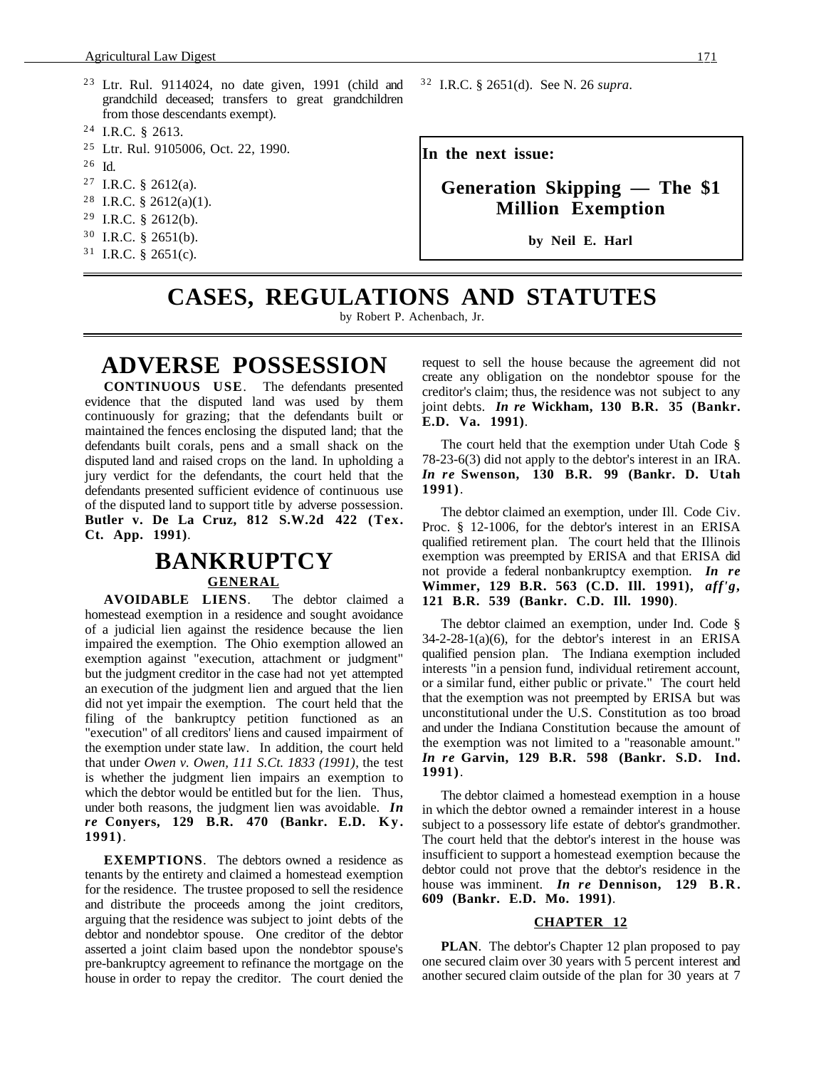[23] Ltr. Rul. 9114024, no date given, 1991 (child and grandchild deceased; transfers to great grandchildren from those descendants exempt).

[24] I.R.C. § 2613.

[25] Ltr. Rul. 9105006, Oct. 22, 1990.

[26] Id.

[27] I.R.C. § 2612(a).

[28] I.R.C. § 2612(a)(1).

[29] I.R.C. § 2612(b).

[30] I.R.C. § 2651(b).

[31] I.R.C. § 2651(c).

[32] I.R.C. § 2651(d). See N. 26 *supra*.

**In the next issue:**

**Generation Skipping — The $1 Million Exemption**

**by Neil E. Harl**

# CASES, REGULATIONS AND STATUTES

by Robert P. Achenbach, Jr.

## ADVERSE POSSESSION

**CONTINUOUS USE**. The defendants presented evidence that the disputed land was used by them continuously for grazing; that the defendants built or maintained the fences enclosing the disputed land; that the defendants built corals, pens and a small shack on the disputed land and raised crops on the land. In upholding a jury verdict for the defendants, the court held that the defendants presented sufficient evidence of continuous use of the disputed land to support title by adverse possession. **Butler v. De La Cruz, 812 S.W.2d 422 (Tex. Ct. App. 1991)**.

## BANKRUPTCY

### GENERAL

**AVOIDABLE LIENS**. The debtor claimed a homestead exemption in a residence and sought avoidance of a judicial lien against the residence because the lien impaired the exemption. The Ohio exemption allowed an exemption against "execution, attachment or judgment" but the judgment creditor in the case had not yet attempted an execution of the judgment lien and argued that the lien did not yet impair the exemption. The court held that the filing of the bankruptcy petition functioned as an "execution" of all creditors' liens and caused impairment of the exemption under state law. In addition, the court held that under *Owen v. Owen, 111 S.Ct. 1833 (1991)*, the test is whether the judgment lien impairs an exemption to which the debtor would be entitled but for the lien. Thus, under both reasons, the judgment lien was avoidable. ***In re* Conyers, 129 B.R. 470 (Bankr. E.D. Ky. 1991)**.

**EXEMPTIONS**. The debtors owned a residence as tenants by the entirety and claimed a homestead exemption for the residence. The trustee proposed to sell the residence and distribute the proceeds among the joint creditors, arguing that the residence was subject to joint debts of the debtor and nondebtor spouse. One creditor of the debtor asserted a joint claim based upon the nondebtor spouse's pre-bankruptcy agreement to refinance the mortgage on the house in order to repay the creditor. The court denied the request to sell the house because the agreement did not create any obligation on the nondebtor spouse for the creditor's claim; thus, the residence was not subject to any joint debts. ***In re* Wickham, 130 B.R. 35 (Bankr. E.D. Va. 1991)**.

The court held that the exemption under Utah Code § 78-23-6(3) did not apply to the debtor's interest in an IRA. ***In re* Swenson, 130 B.R. 99 (Bankr. D. Utah 1991)**.

The debtor claimed an exemption, under Ill. Code Civ. Proc. § 12-1006, for the debtor's interest in an ERISA qualified retirement plan. The court held that the Illinois exemption was preempted by ERISA and that ERISA did not provide a federal nonbankruptcy exemption. ***In re* Wimmer, 129 B.R. 563 (C.D. Ill. 1991), *aff'g*, 121 B.R. 539 (Bankr. C.D. Ill. 1990)**.

The debtor claimed an exemption, under Ind. Code § 34-2-28-1(a)(6), for the debtor's interest in an ERISA qualified pension plan. The Indiana exemption included interests "in a pension fund, individual retirement account, or a similar fund, either public or private." The court held that the exemption was not preempted by ERISA but was unconstitutional under the U.S. Constitution as too broad and under the Indiana Constitution because the amount of the exemption was not limited to a "reasonable amount." ***In re* Garvin, 129 B.R. 598 (Bankr. S.D. Ind. 1991)**.

The debtor claimed a homestead exemption in a house in which the debtor owned a remainder interest in a house subject to a possessory life estate of debtor's grandmother. The court held that the debtor's interest in the house was insufficient to support a homestead exemption because the debtor could not prove that the debtor's residence in the house was imminent. ***In re* Dennison, 129 B.R. 609 (Bankr. E.D. Mo. 1991)**.

### CHAPTER 12

**PLAN**. The debtor's Chapter 12 plan proposed to pay one secured claim over 30 years with 5 percent interest and another secured claim outside of the plan for 30 years at 7